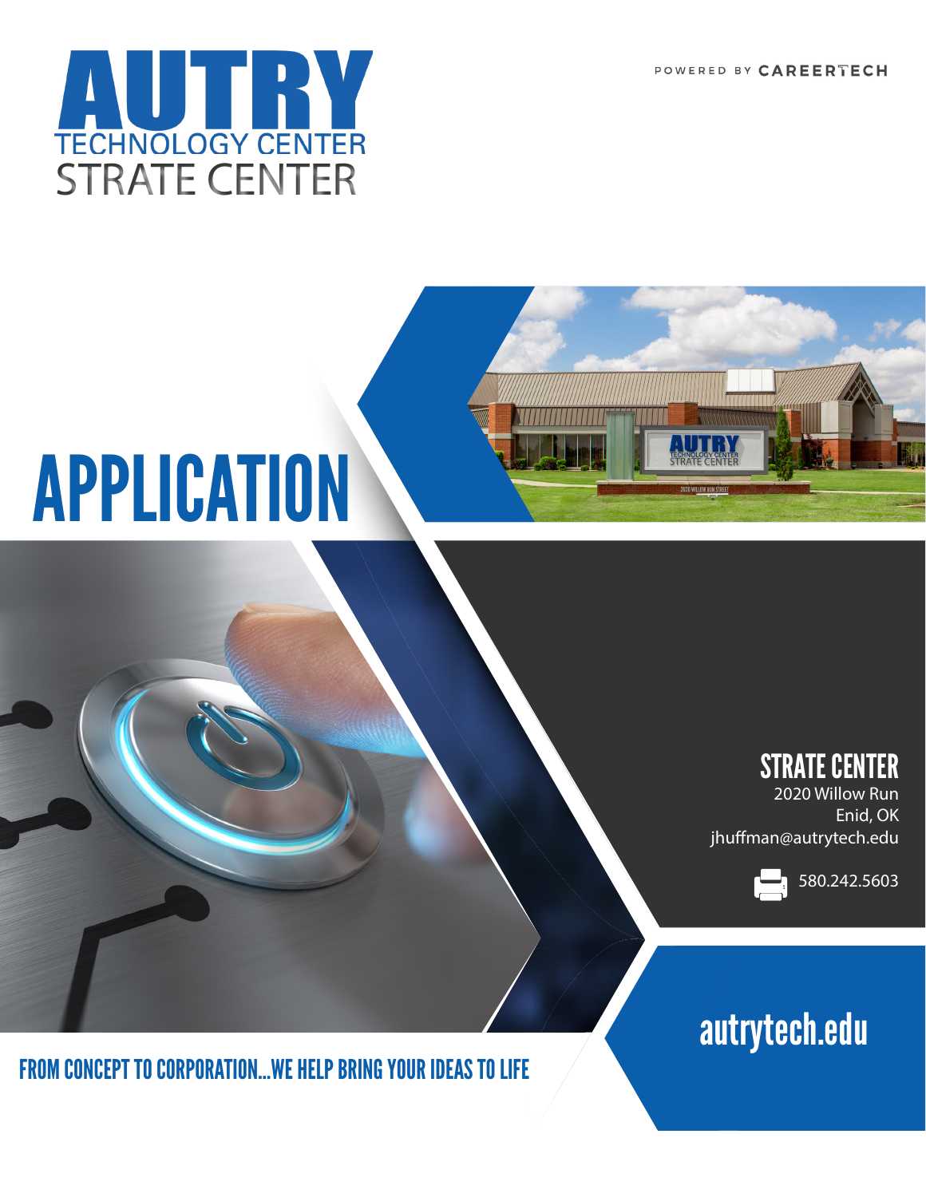# AUTRY TECHNOLOGY CENTER STRATE CENTER

POWERED BY CAREERTECH

# APPLICATION

## STRATE CENTER

2020 Willow Run
Enid, OK
jhuffman@autrytech.edu

580.242.5603

autrytech.edu

FROM CONCEPT TO CORPORATION...WE HELP BRING YOUR IDEAS TO LIFE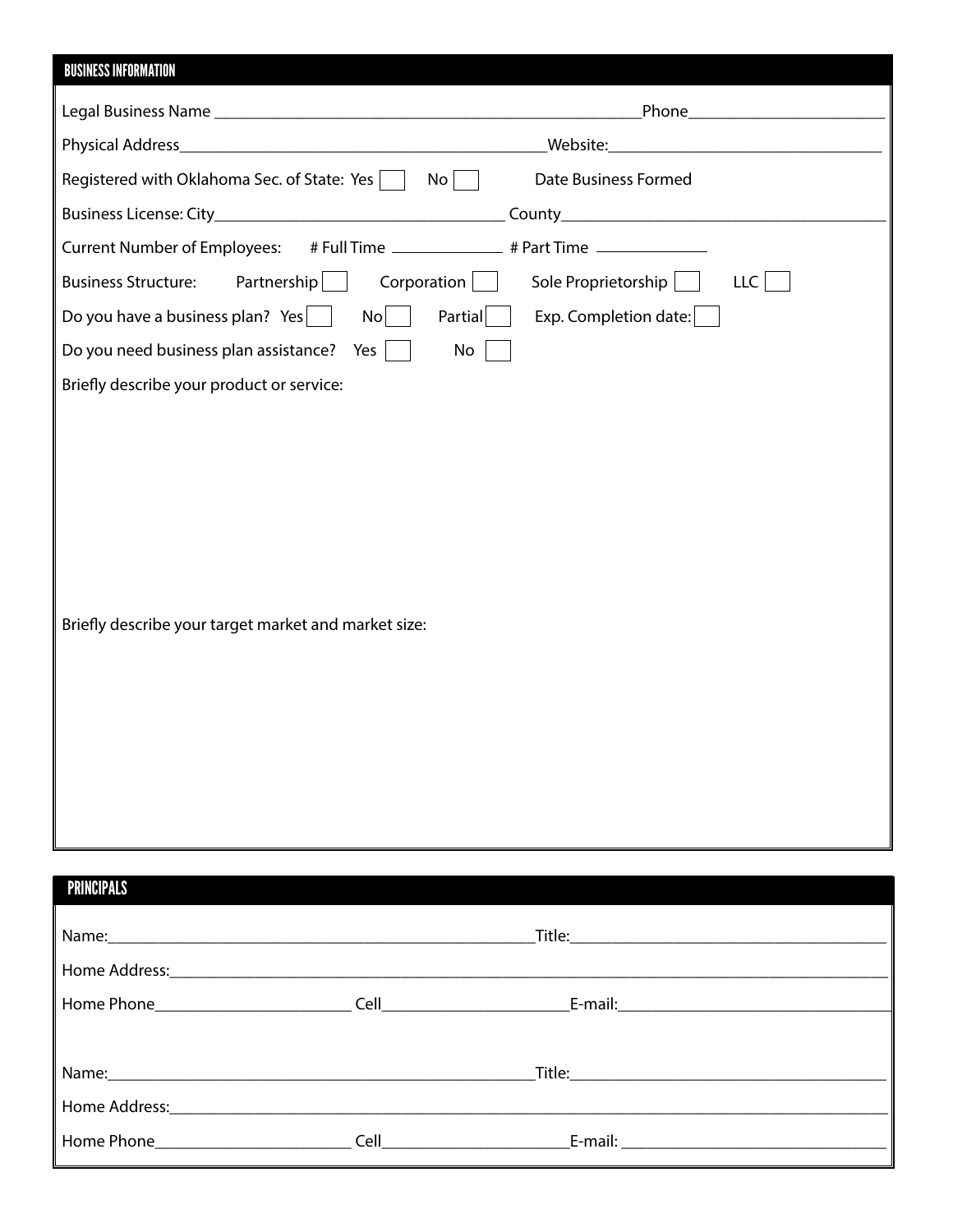## BUSINESS INFORMATION

Legal Business Name ____________________________________________________Phone________________________

Physical Address_____________________________________________Website:________________________________

Registered with Oklahoma Sec. of State: Yes ☐ No ☐ Date Business Formed

Business License: City___________________________________ County______________________________________

Current Number of Employees: # Full Time _____________ # Part Time _____________

Business Structure: Partnership ☐ Corporation ☐ Sole Proprietorship ☐ LLC ☐

Do you have a business plan? Yes ☐ No ☐ Partial ☐ Exp. Completion date: ☐

Do you need business plan assistance? Yes ☐ No ☐

Briefly describe your product or service:

Briefly describe your target market and market size:

## PRINCIPALS

Name:___________________________________________________Title:____________________________________

Home Address:_______________________________________________________________________________________

Home Phone_______________________ Cell______________________E-mail:_________________________________

Name:___________________________________________________Title:____________________________________

Home Address:_______________________________________________________________________________________

Home Phone_______________________ Cell______________________E-mail: ________________________________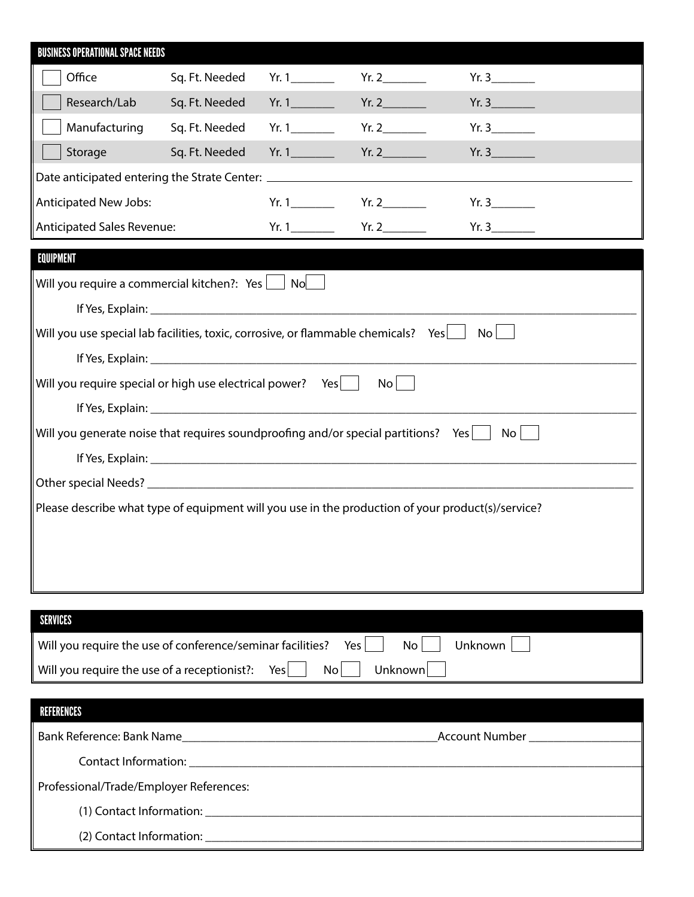## BUSINESS OPERATIONAL SPACE NEEDS

| | | | | |
|---|---|---|---|---|
| ☐ Office | Sq. Ft. Needed | Yr. 1_______ | Yr. 2_______ | Yr. 3_______ |
| ☐ Research/Lab | Sq. Ft. Needed | Yr. 1_______ | Yr. 2_______ | Yr. 3_______ |
| ☐ Manufacturing | Sq. Ft. Needed | Yr. 1_______ | Yr. 2_______ | Yr. 3_______ |
| ☐ Storage | Sq. Ft. Needed | Yr. 1_______ | Yr. 2_______ | Yr. 3_______ |

Date anticipated entering the Strate Center: ___________________________________________

| | | | |
|---|---|---|---|
| Anticipated New Jobs: | Yr. 1_______ | Yr. 2_______ | Yr. 3_______ |
| Anticipated Sales Revenue: | Yr. 1_______ | Yr. 2_______ | Yr. 3_______ |

## EQUIPMENT

Will you require a commercial kitchen?: Yes ☐ No ☐

If Yes, Explain: ___________________________________________

Will you use special lab facilities, toxic, corrosive, or flammable chemicals? Yes ☐ No ☐

If Yes, Explain: ___________________________________________

Will you require special or high use electrical power? Yes ☐ No ☐

If Yes, Explain: ___________________________________________

Will you generate noise that requires soundproofing and/or special partitions? Yes ☐ No ☐

If Yes, Explain: ___________________________________________

Other special Needs? ___________________________________________

Please describe what type of equipment will you use in the production of your product(s)/service?

## SERVICES

Will you require the use of conference/seminar facilities? Yes ☐ No ☐ Unknown ☐

Will you require the use of a receptionist?: Yes ☐ No ☐ Unknown ☐

## REFERENCES

Bank Reference: Bank Name___________________________________________Account Number ___________________

Contact Information: ___________________________________________

Professional/Trade/Employer References:

(1) Contact Information: ___________________________________________

(2) Contact Information: ___________________________________________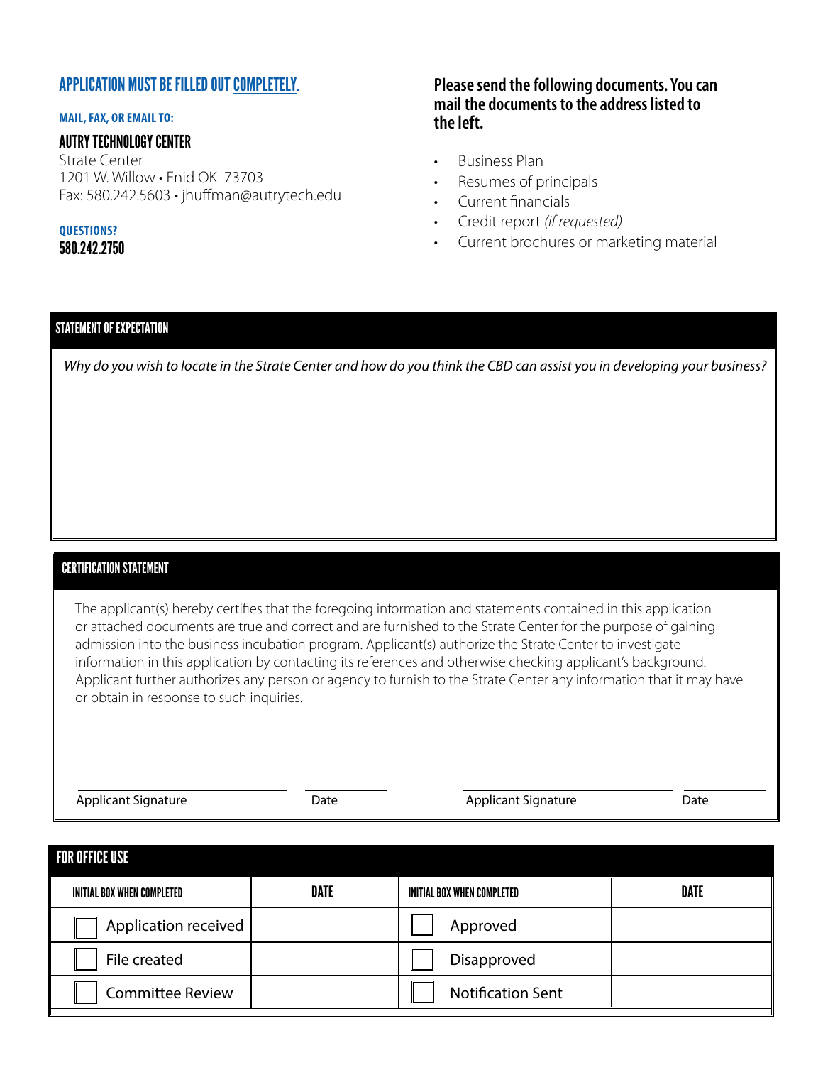## APPLICATION MUST BE FILLED OUT COMPLETELY.

**MAIL, FAX, OR EMAIL TO:**

**AUTRY TECHNOLOGY CENTER**
Strate Center
1201 W. Willow • Enid OK 73703
Fax: 580.242.5603 • jhuffman@autrytech.edu

**QUESTIONS?**
**580.242.2750**

**Please send the following documents. You can mail the documents to the address listed to the left.**

- Business Plan
- Resumes of principals
- Current financials
- Credit report *(if requested)*
- Current brochures or marketing material

## STATEMENT OF EXPECTATION

*Why do you wish to locate in the Strate Center and how do you think the CBD can assist you in developing your business?*

## CERTIFICATION STATEMENT

The applicant(s) hereby certifies that the foregoing information and statements contained in this application or attached documents are true and correct and are furnished to the Strate Center for the purpose of gaining admission into the business incubation program. Applicant(s) authorize the Strate Center to investigate information in this application by contacting its references and otherwise checking applicant's background. Applicant further authorizes any person or agency to furnish to the Strate Center any information that it may have or obtain in response to such inquiries.

Applicant Signature ____________ Date ________ Applicant Signature ____________ Date ________

## FOR OFFICE USE

| INITIAL BOX WHEN COMPLETED | DATE | INITIAL BOX WHEN COMPLETED | DATE |
|---|---|---|---|
| ☐ Application received | | ☐ Approved | |
| ☐ File created | | ☐ Disapproved | |
| ☐ Committee Review | | ☐ Notification Sent | |